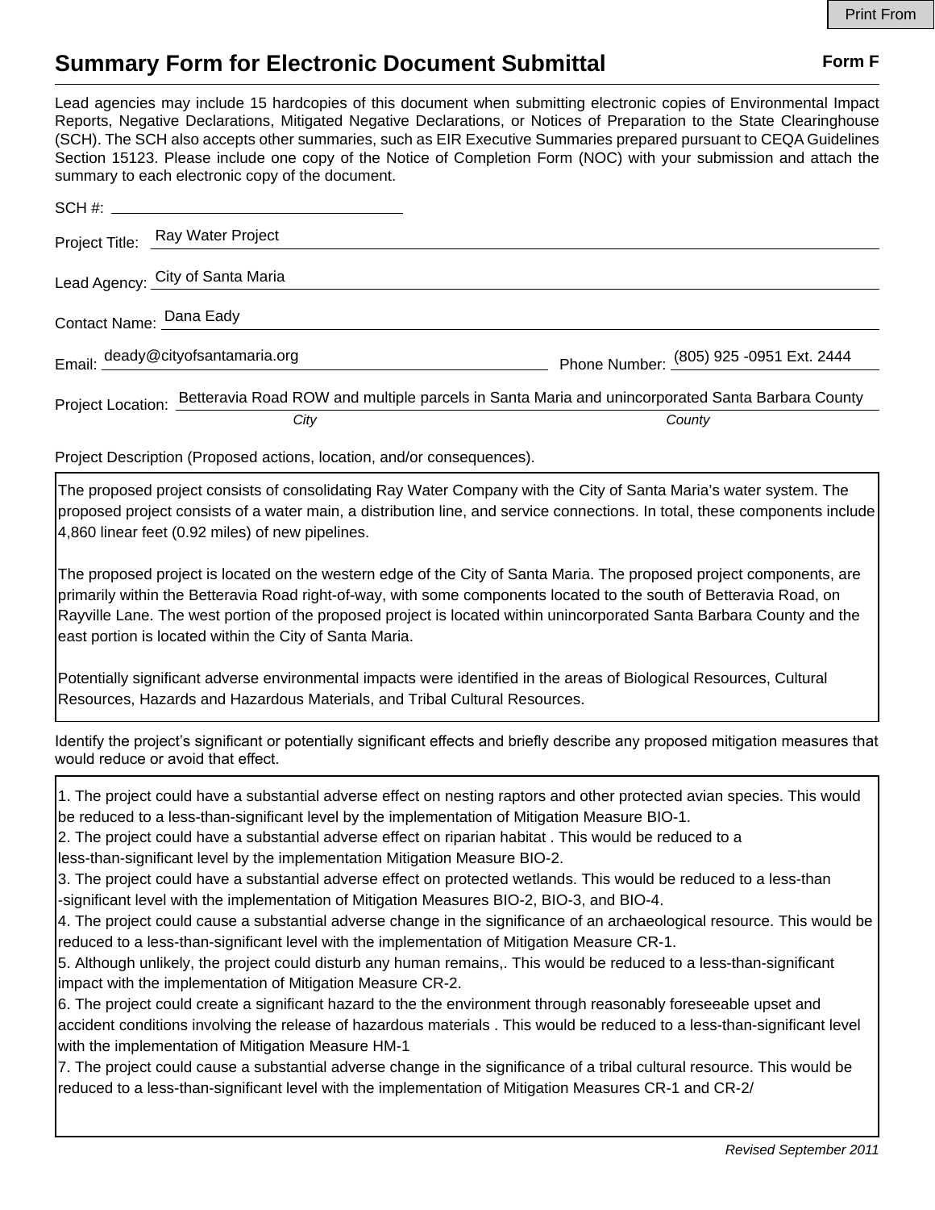Print From

# Summary Form for Electronic Document Submittal

**Form F**

Lead agencies may include 15 hardcopies of this document when submitting electronic copies of Environmental Impact Reports, Negative Declarations, Mitigated Negative Declarations, or Notices of Preparation to the State Clearinghouse (SCH). The SCH also accepts other summaries, such as EIR Executive Summaries prepared pursuant to CEQA Guidelines Section 15123. Please include one copy of the Notice of Completion Form (NOC) with your submission and attach the summary to each electronic copy of the document.

SCH #: ____________________

Project Title: Ray Water Project

Lead Agency: City of Santa Maria

Contact Name: Dana Eady

Email: deady@cityofsantamaria.org Phone Number: (805) 925 -0951 Ext. 2444

Project Location: Betteravia Road ROW and multiple parcels in Santa Maria and unincorporated Santa Barbara County
*City* *County*

Project Description (Proposed actions, location, and/or consequences).

The proposed project consists of consolidating Ray Water Company with the City of Santa Maria's water system. The proposed project consists of a water main, a distribution line, and service connections. In total, these components include 4,860 linear feet (0.92 miles) of new pipelines.

The proposed project is located on the western edge of the City of Santa Maria. The proposed project components, are primarily within the Betteravia Road right-of-way, with some components located to the south of Betteravia Road, on Rayville Lane. The west portion of the proposed project is located within unincorporated Santa Barbara County and the east portion is located within the City of Santa Maria.

Potentially significant adverse environmental impacts were identified in the areas of Biological Resources, Cultural Resources, Hazards and Hazardous Materials, and Tribal Cultural Resources.

Identify the project's significant or potentially significant effects and briefly describe any proposed mitigation measures that would reduce or avoid that effect.

1. The project could have a substantial adverse effect on nesting raptors and other protected avian species. This would be reduced to a less-than-significant level by the implementation of Mitigation Measure BIO-1.
2. The project could have a substantial adverse effect on riparian habitat . This would be reduced to a less-than-significant level by the implementation Mitigation Measure BIO-2.
3. The project could have a substantial adverse effect on protected wetlands. This would be reduced to a less-than -significant level with the implementation of Mitigation Measures BIO-2, BIO-3, and BIO-4.
4. The project could cause a substantial adverse change in the significance of an archaeological resource. This would be reduced to a less-than-significant level with the implementation of Mitigation Measure CR-1.
5. Although unlikely, the project could disturb any human remains,. This would be reduced to a less-than-significant impact with the implementation of Mitigation Measure CR-2.
6. The project could create a significant hazard to the the environment through reasonably foreseeable upset and accident conditions involving the release of hazardous materials . This would be reduced to a less-than-significant level with the implementation of Mitigation Measure HM-1
7. The project could cause a substantial adverse change in the significance of a tribal cultural resource. This would be reduced to a less-than-significant level with the implementation of Mitigation Measures CR-1 and CR-2/

*Revised September 2011*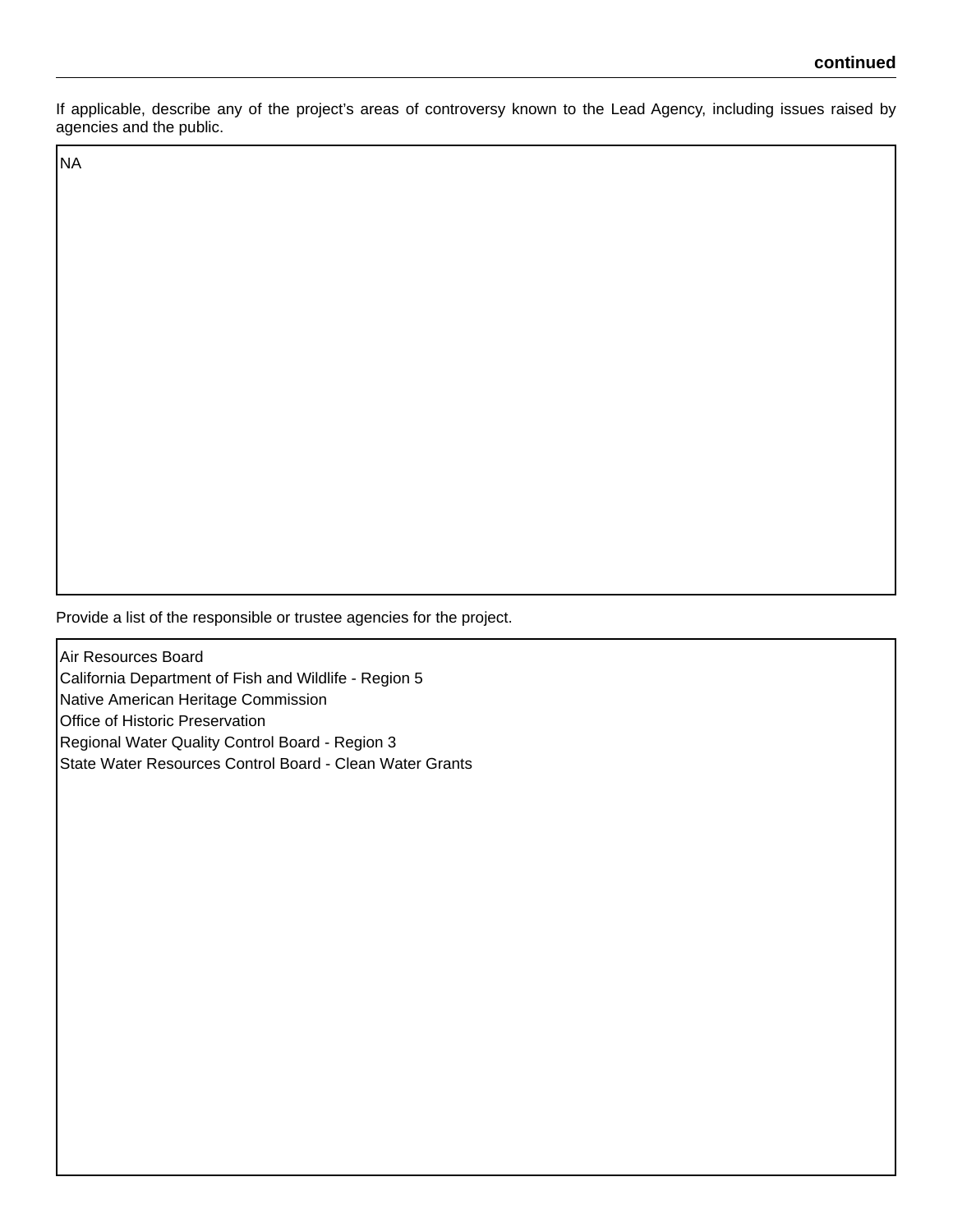**continued**

If applicable, describe any of the project's areas of controversy known to the Lead Agency, including issues raised by agencies and the public.

NA

Provide a list of the responsible or trustee agencies for the project.

Air Resources Board
California Department of Fish and Wildlife - Region 5
Native American Heritage Commission
Office of Historic Preservation
Regional Water Quality Control Board - Region 3
State Water Resources Control Board - Clean Water Grants